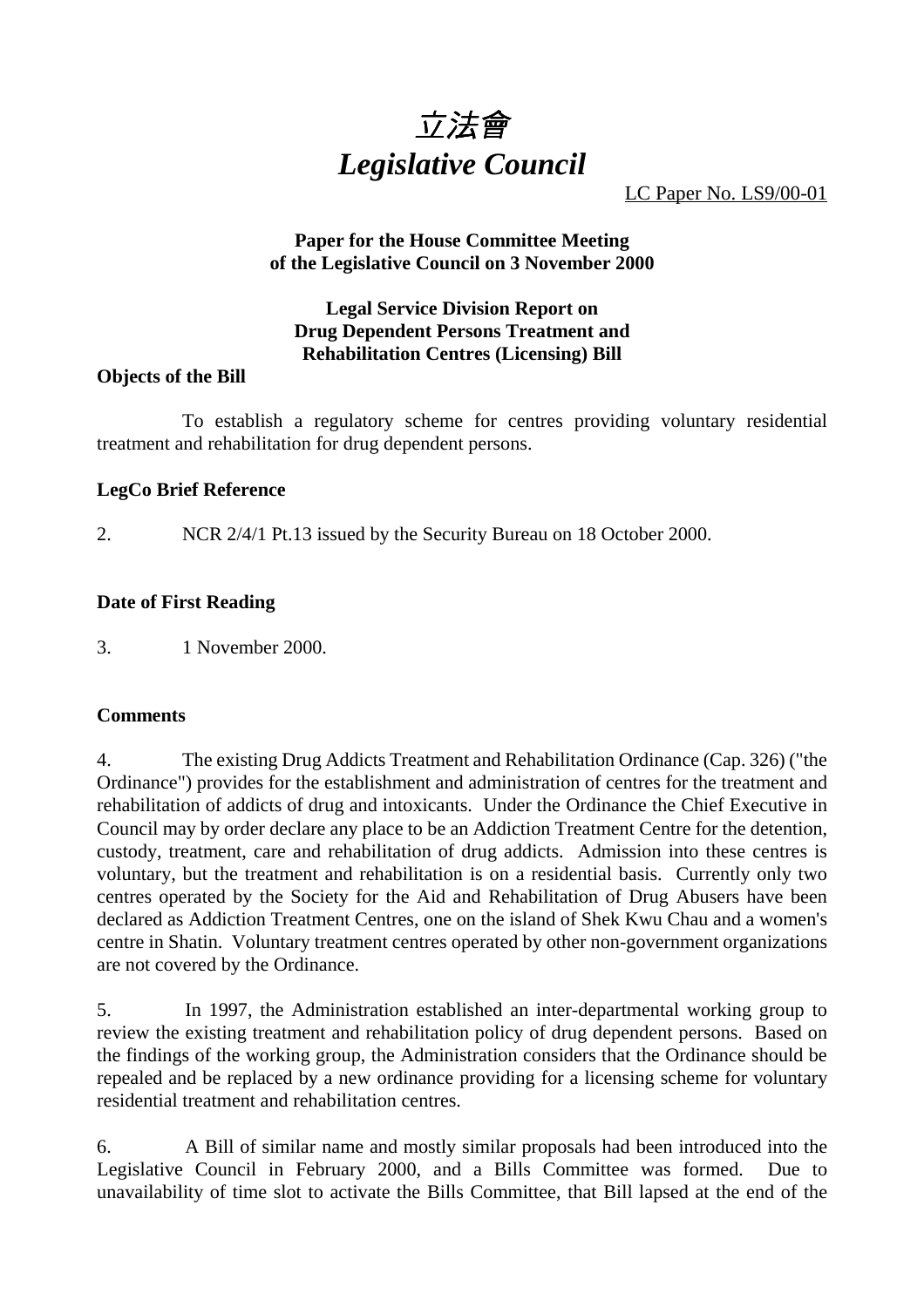# 立法會
# *Legislative Council*

LC Paper No. LS9/00-01

**Paper for the House Committee Meeting of the Legislative Council on 3 November 2000**

**Legal Service Division Report on Drug Dependent Persons Treatment and Rehabilitation Centres (Licensing) Bill**

**Objects of the Bill**

To establish a regulatory scheme for centres providing voluntary residential treatment and rehabilitation for drug dependent persons.

**LegCo Brief Reference**

2. NCR 2/4/1 Pt.13 issued by the Security Bureau on 18 October 2000.

**Date of First Reading**

3. 1 November 2000.

**Comments**

4. The existing Drug Addicts Treatment and Rehabilitation Ordinance (Cap. 326) ("the Ordinance") provides for the establishment and administration of centres for the treatment and rehabilitation of addicts of drug and intoxicants. Under the Ordinance the Chief Executive in Council may by order declare any place to be an Addiction Treatment Centre for the detention, custody, treatment, care and rehabilitation of drug addicts. Admission into these centres is voluntary, but the treatment and rehabilitation is on a residential basis. Currently only two centres operated by the Society for the Aid and Rehabilitation of Drug Abusers have been declared as Addiction Treatment Centres, one on the island of Shek Kwu Chau and a women's centre in Shatin. Voluntary treatment centres operated by other non-government organizations are not covered by the Ordinance.

5. In 1997, the Administration established an inter-departmental working group to review the existing treatment and rehabilitation policy of drug dependent persons. Based on the findings of the working group, the Administration considers that the Ordinance should be repealed and be replaced by a new ordinance providing for a licensing scheme for voluntary residential treatment and rehabilitation centres.

6. A Bill of similar name and mostly similar proposals had been introduced into the Legislative Council in February 2000, and a Bills Committee was formed. Due to unavailability of time slot to activate the Bills Committee, that Bill lapsed at the end of the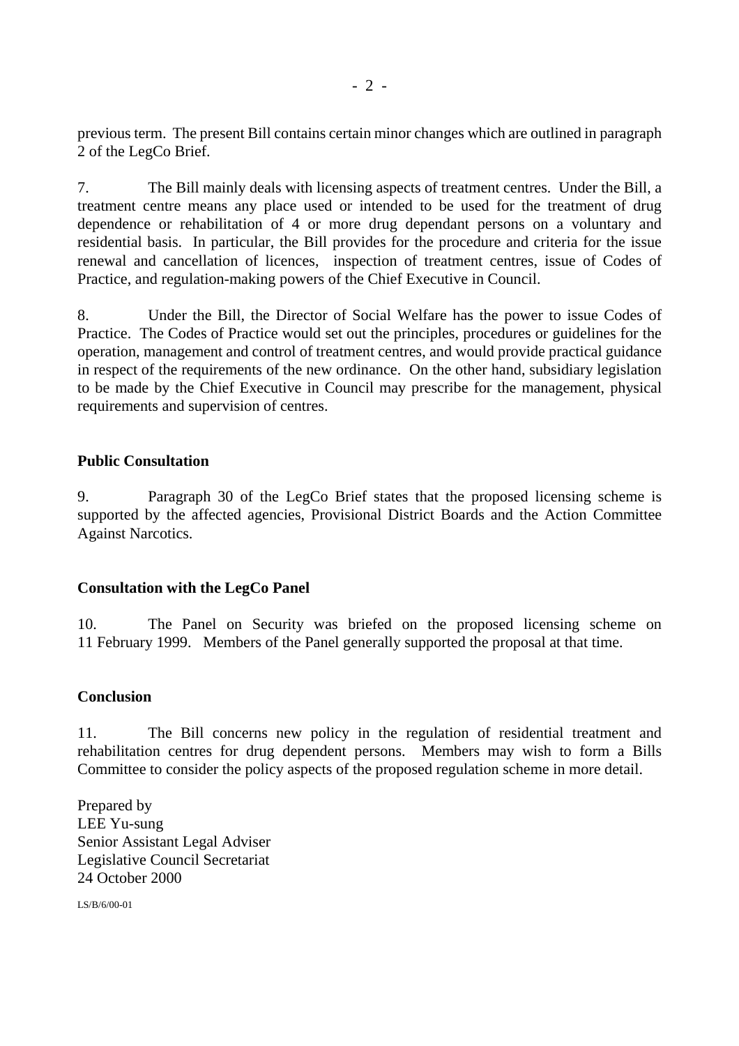previous term. The present Bill contains certain minor changes which are outlined in paragraph 2 of the LegCo Brief.

7. The Bill mainly deals with licensing aspects of treatment centres. Under the Bill, a treatment centre means any place used or intended to be used for the treatment of drug dependence or rehabilitation of 4 or more drug dependant persons on a voluntary and residential basis. In particular, the Bill provides for the procedure and criteria for the issue renewal and cancellation of licences, inspection of treatment centres, issue of Codes of Practice, and regulation-making powers of the Chief Executive in Council.

8. Under the Bill, the Director of Social Welfare has the power to issue Codes of Practice. The Codes of Practice would set out the principles, procedures or guidelines for the operation, management and control of treatment centres, and would provide practical guidance in respect of the requirements of the new ordinance. On the other hand, subsidiary legislation to be made by the Chief Executive in Council may prescribe for the management, physical requirements and supervision of centres.

**Public Consultation**

9. Paragraph 30 of the LegCo Brief states that the proposed licensing scheme is supported by the affected agencies, Provisional District Boards and the Action Committee Against Narcotics.

**Consultation with the LegCo Panel**

10. The Panel on Security was briefed on the proposed licensing scheme on 11 February 1999. Members of the Panel generally supported the proposal at that time.

**Conclusion**

11. The Bill concerns new policy in the regulation of residential treatment and rehabilitation centres for drug dependent persons. Members may wish to form a Bills Committee to consider the policy aspects of the proposed regulation scheme in more detail.

Prepared by
LEE Yu-sung
Senior Assistant Legal Adviser
Legislative Council Secretariat
24 October 2000

LS/B/6/00-01